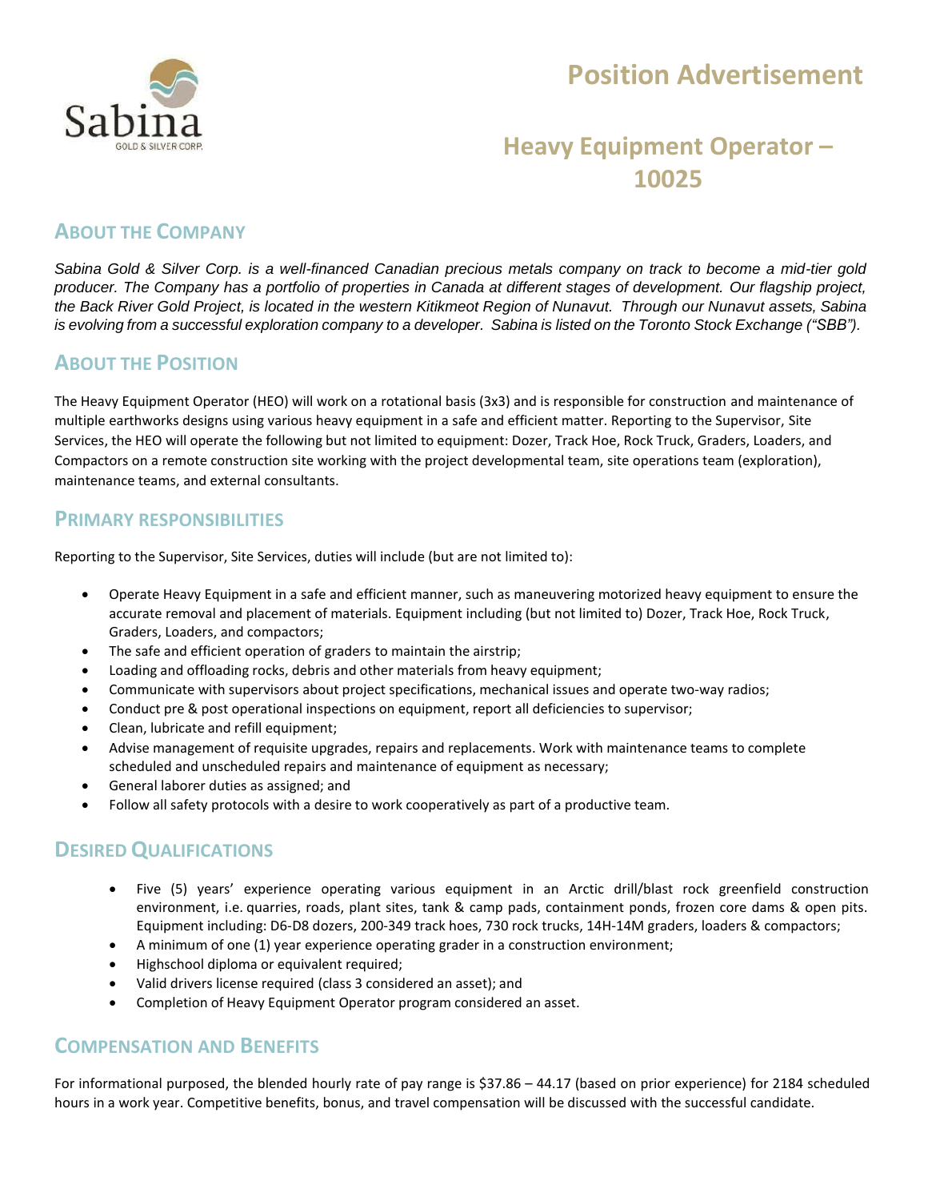Sabina
GOLD & SILVER CORP.

# Position Advertisement

## Heavy Equipment Operator – 10025

## About the Company

*Sabina Gold & Silver Corp. is a well-financed Canadian precious metals company on track to become a mid-tier gold producer. The Company has a portfolio of properties in Canada at different stages of development. Our flagship project, the Back River Gold Project, is located in the western Kitikmeot Region of Nunavut. Through our Nunavut assets, Sabina is evolving from a successful exploration company to a developer. Sabina is listed on the Toronto Stock Exchange ("SBB").*

## About the Position

The Heavy Equipment Operator (HEO) will work on a rotational basis (3x3) and is responsible for construction and maintenance of multiple earthworks designs using various heavy equipment in a safe and efficient matter. Reporting to the Supervisor, Site Services, the HEO will operate the following but not limited to equipment: Dozer, Track Hoe, Rock Truck, Graders, Loaders, and Compactors on a remote construction site working with the project developmental team, site operations team (exploration), maintenance teams, and external consultants.

## Primary responsibilities

Reporting to the Supervisor, Site Services, duties will include (but are not limited to):

- Operate Heavy Equipment in a safe and efficient manner, such as maneuvering motorized heavy equipment to ensure the accurate removal and placement of materials. Equipment including (but not limited to) Dozer, Track Hoe, Rock Truck, Graders, Loaders, and compactors;
- The safe and efficient operation of graders to maintain the airstrip;
- Loading and offloading rocks, debris and other materials from heavy equipment;
- Communicate with supervisors about project specifications, mechanical issues and operate two-way radios;
- Conduct pre & post operational inspections on equipment, report all deficiencies to supervisor;
- Clean, lubricate and refill equipment;
- Advise management of requisite upgrades, repairs and replacements. Work with maintenance teams to complete scheduled and unscheduled repairs and maintenance of equipment as necessary;
- General laborer duties as assigned; and
- Follow all safety protocols with a desire to work cooperatively as part of a productive team.

## Desired Qualifications

- Five (5) years' experience operating various equipment in an Arctic drill/blast rock greenfield construction environment, i.e. quarries, roads, plant sites, tank & camp pads, containment ponds, frozen core dams & open pits. Equipment including: D6-D8 dozers, 200-349 track hoes, 730 rock trucks, 14H-14M graders, loaders & compactors;
- A minimum of one (1) year experience operating grader in a construction environment;
- Highschool diploma or equivalent required;
- Valid drivers license required (class 3 considered an asset); and
- Completion of Heavy Equipment Operator program considered an asset.

## Compensation and Benefits

For informational purposed, the blended hourly rate of pay range is $37.86 – 44.17 (based on prior experience) for 2184 scheduled hours in a work year. Competitive benefits, bonus, and travel compensation will be discussed with the successful candidate.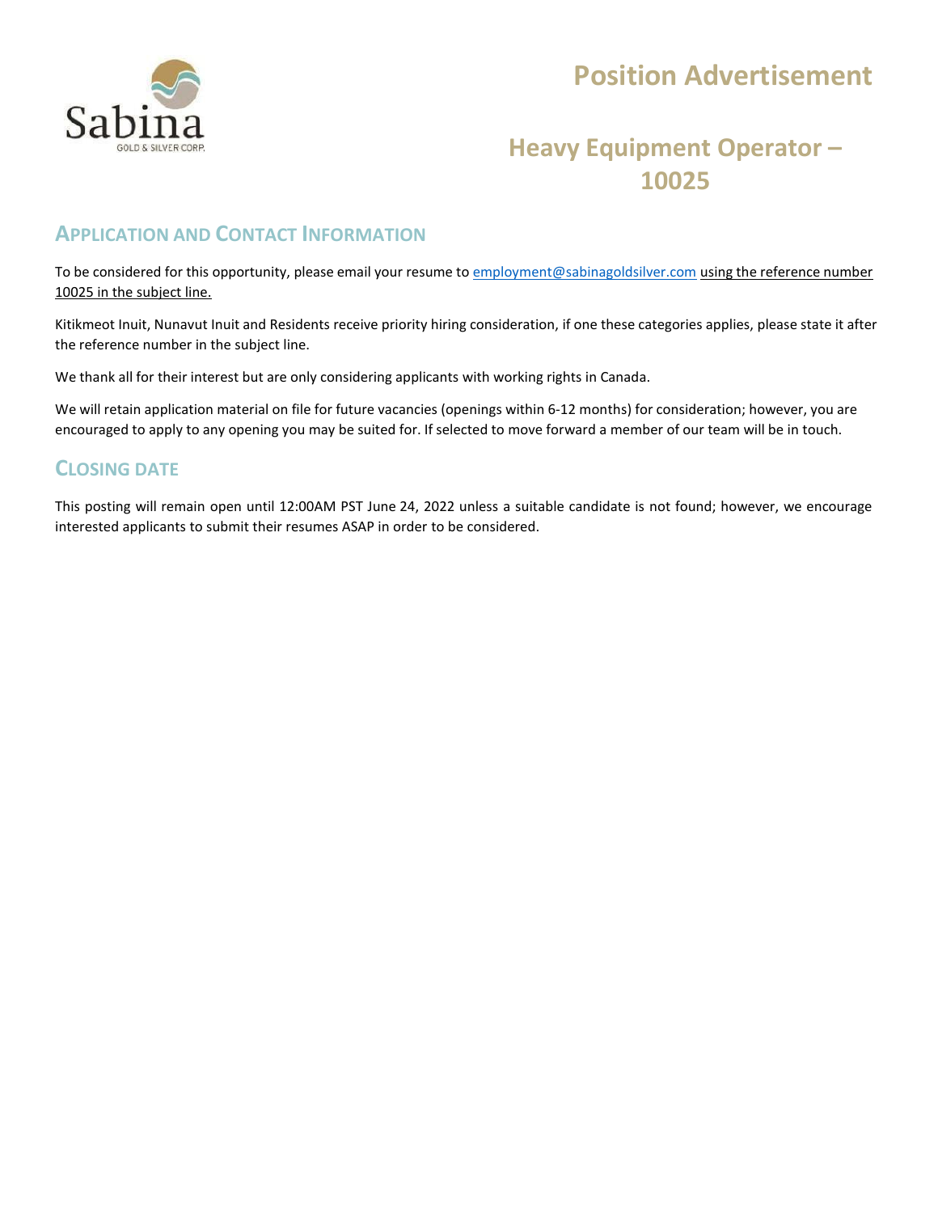# Position Advertisement

## Heavy Equipment Operator – 10025

## Application and Contact Information

To be considered for this opportunity, please email your resume to employment@sabinagoldsilver.com using the reference number 10025 in the subject line.

Kitikmeot Inuit, Nunavut Inuit and Residents receive priority hiring consideration, if one these categories applies, please state it after the reference number in the subject line.

We thank all for their interest but are only considering applicants with working rights in Canada.

We will retain application material on file for future vacancies (openings within 6-12 months) for consideration; however, you are encouraged to apply to any opening you may be suited for. If selected to move forward a member of our team will be in touch.

## Closing Date

This posting will remain open until 12:00AM PST June 24, 2022 unless a suitable candidate is not found; however, we encourage interested applicants to submit their resumes ASAP in order to be considered.